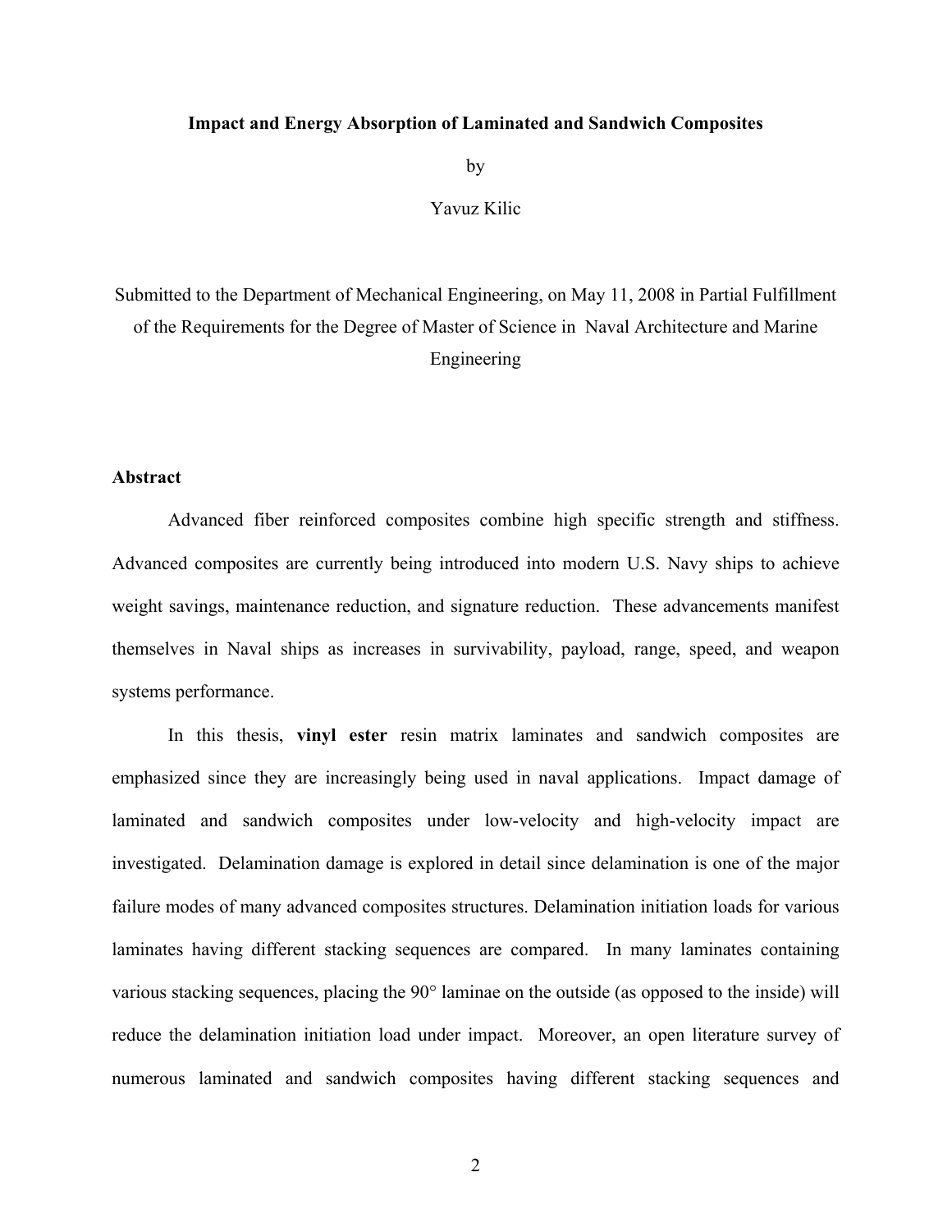**Impact and Energy Absorption of Laminated and Sandwich Composites**

by

Yavuz Kilic

Submitted to the Department of Mechanical Engineering, on May 11, 2008 in Partial Fulfillment of the Requirements for the Degree of Master of Science in Naval Architecture and Marine Engineering

## Abstract

Advanced fiber reinforced composites combine high specific strength and stiffness. Advanced composites are currently being introduced into modern U.S. Navy ships to achieve weight savings, maintenance reduction, and signature reduction. These advancements manifest themselves in Naval ships as increases in survivability, payload, range, speed, and weapon systems performance.

In this thesis, **vinyl ester** resin matrix laminates and sandwich composites are emphasized since they are increasingly being used in naval applications. Impact damage of laminated and sandwich composites under low-velocity and high-velocity impact are investigated. Delamination damage is explored in detail since delamination is one of the major failure modes of many advanced composites structures. Delamination initiation loads for various laminates having different stacking sequences are compared. In many laminates containing various stacking sequences, placing the 90° laminae on the outside (as opposed to the inside) will reduce the delamination initiation load under impact. Moreover, an open literature survey of numerous laminated and sandwich composites having different stacking sequences and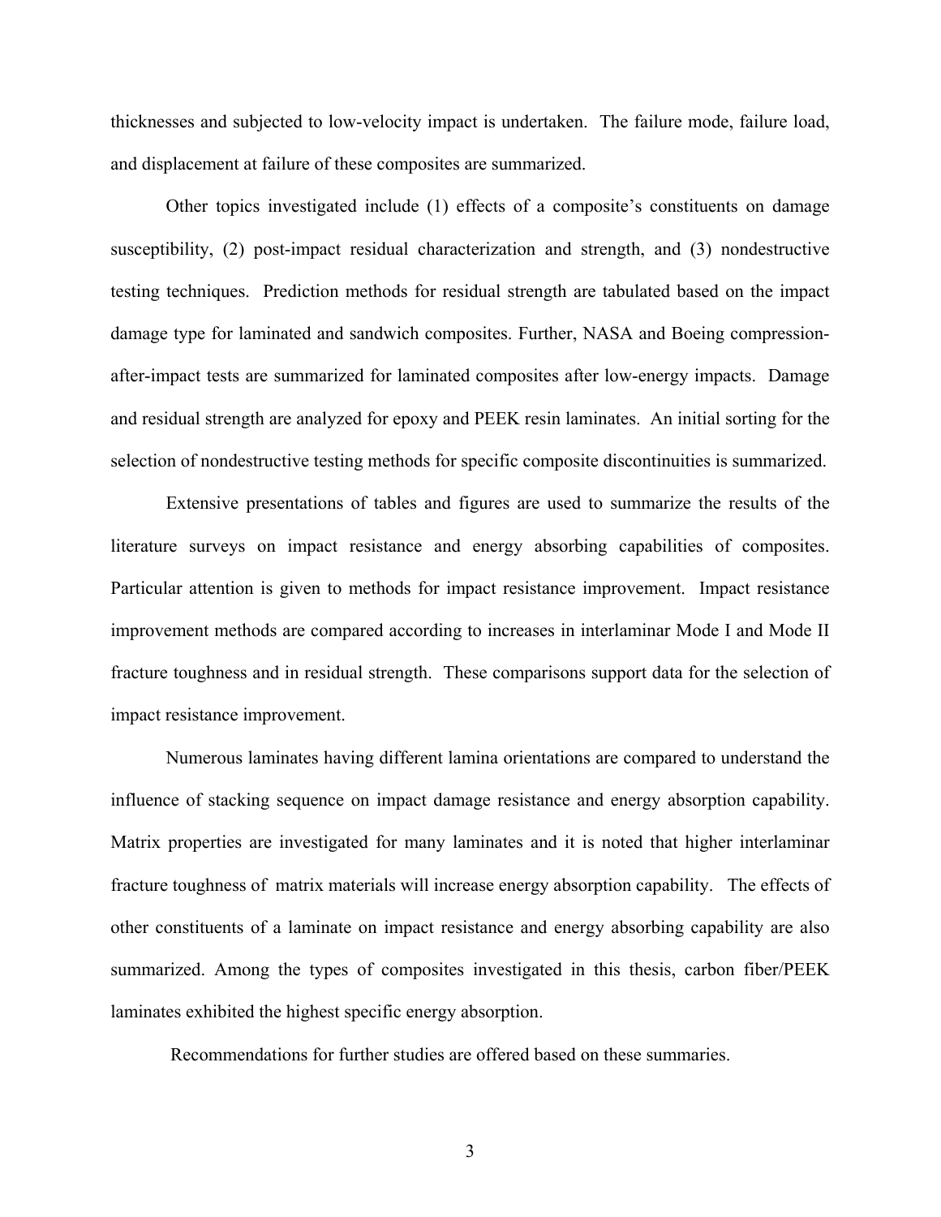thicknesses and subjected to low-velocity impact is undertaken. The failure mode, failure load, and displacement at failure of these composites are summarized.

Other topics investigated include (1) effects of a composite's constituents on damage susceptibility, (2) post-impact residual characterization and strength, and (3) nondestructive testing techniques. Prediction methods for residual strength are tabulated based on the impact damage type for laminated and sandwich composites. Further, NASA and Boeing compression-after-impact tests are summarized for laminated composites after low-energy impacts. Damage and residual strength are analyzed for epoxy and PEEK resin laminates. An initial sorting for the selection of nondestructive testing methods for specific composite discontinuities is summarized.

Extensive presentations of tables and figures are used to summarize the results of the literature surveys on impact resistance and energy absorbing capabilities of composites. Particular attention is given to methods for impact resistance improvement. Impact resistance improvement methods are compared according to increases in interlaminar Mode I and Mode II fracture toughness and in residual strength. These comparisons support data for the selection of impact resistance improvement.

Numerous laminates having different lamina orientations are compared to understand the influence of stacking sequence on impact damage resistance and energy absorption capability. Matrix properties are investigated for many laminates and it is noted that higher interlaminar fracture toughness of matrix materials will increase energy absorption capability. The effects of other constituents of a laminate on impact resistance and energy absorbing capability are also summarized. Among the types of composites investigated in this thesis, carbon fiber/PEEK laminates exhibited the highest specific energy absorption.

Recommendations for further studies are offered based on these summaries.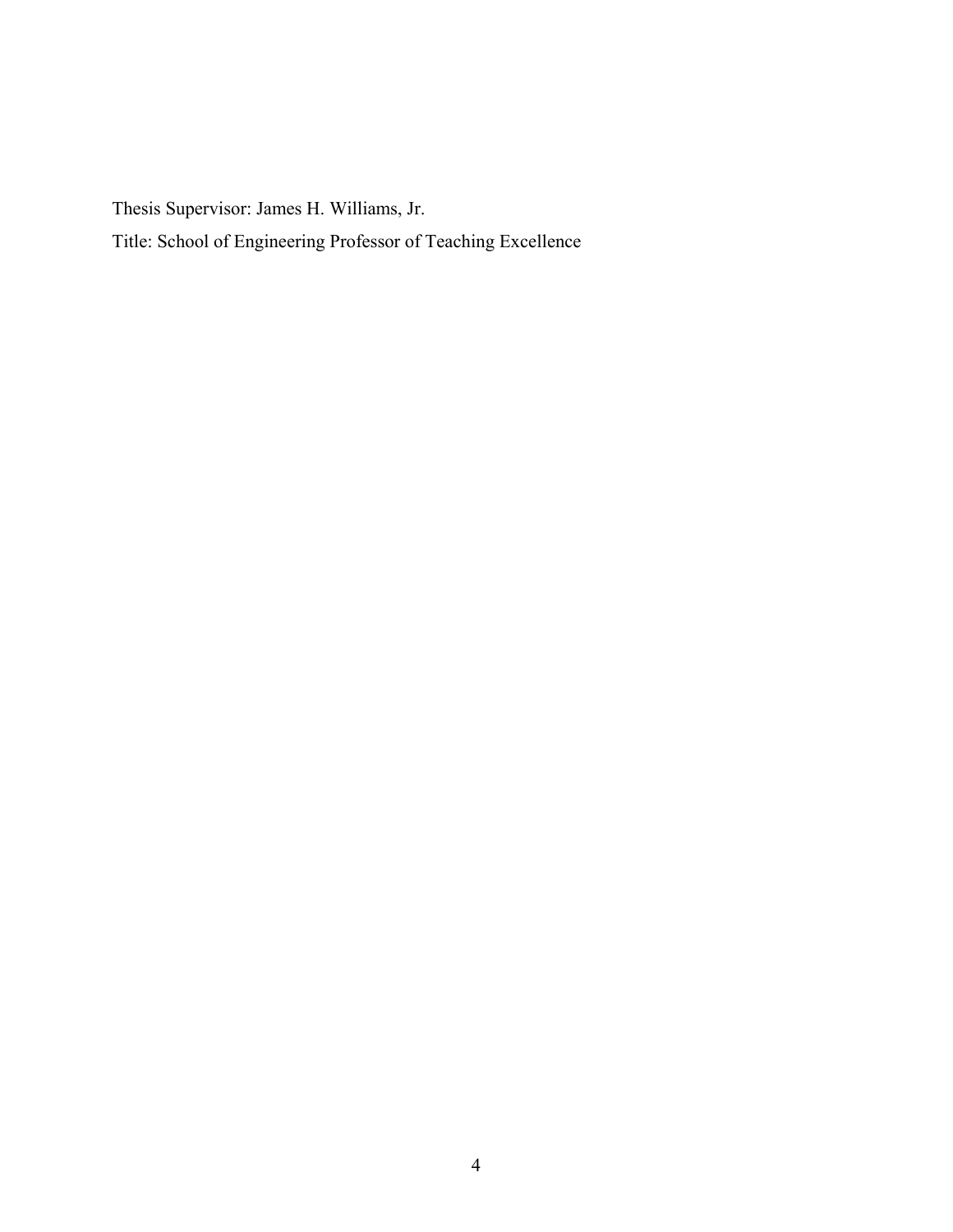Thesis Supervisor: James H. Williams, Jr.

Title: School of Engineering Professor of Teaching Excellence